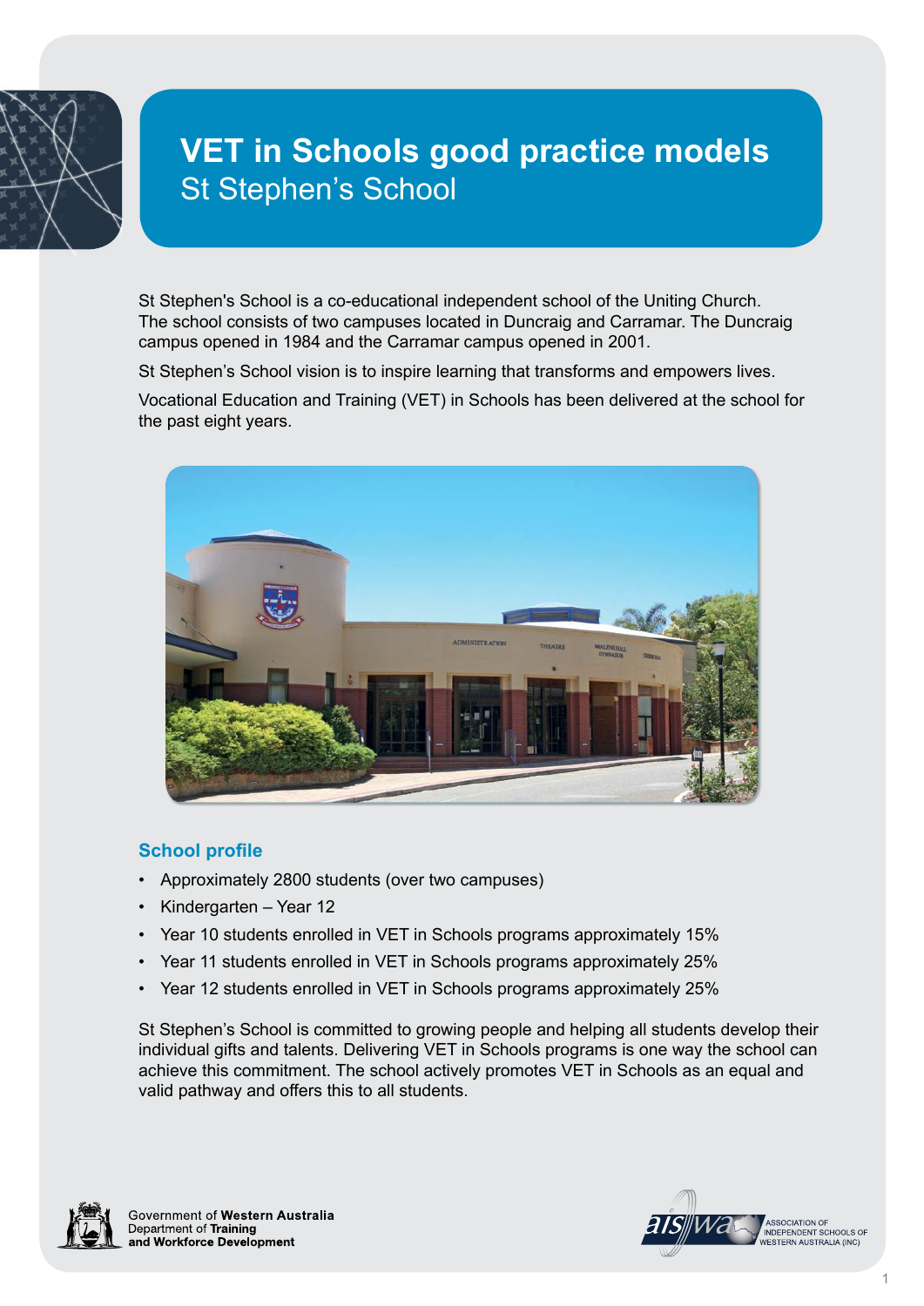# VET in Schools good practice models

## St Stephen's School

St Stephen's School is a co-educational independent school of the Uniting Church. The school consists of two campuses located in Duncraig and Carramar. The Duncraig campus opened in 1984 and the Carramar campus opened in 2001.

St Stephen's School vision is to inspire learning that transforms and empowers lives.

Vocational Education and Training (VET) in Schools has been delivered at the school for the past eight years.

### School profile

- Approximately 2800 students (over two campuses)
- Kindergarten – Year 12
- Year 10 students enrolled in VET in Schools programs approximately 15%
- Year 11 students enrolled in VET in Schools programs approximately 25%
- Year 12 students enrolled in VET in Schools programs approximately 25%

St Stephen's School is committed to growing people and helping all students develop their individual gifts and talents. Delivering VET in Schools programs is one way the school can achieve this commitment. The school actively promotes VET in Schools as an equal and valid pathway and offers this to all students.

Government of **Western Australia**
Department of **Training and Workforce Development**

ASSOCIATION OF INDEPENDENT SCHOOLS OF WESTERN AUSTRALIA (INC)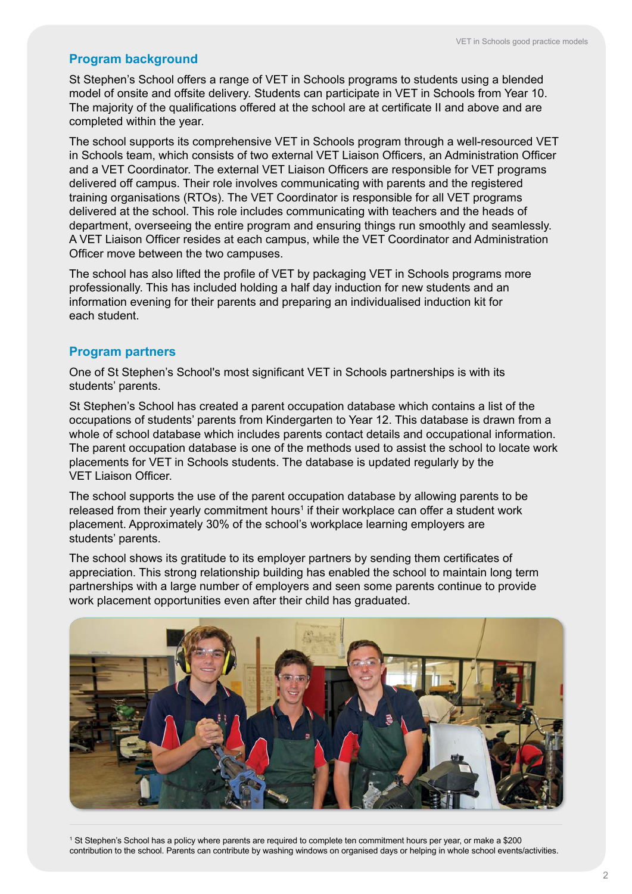## Program background

St Stephen's School offers a range of VET in Schools programs to students using a blended model of onsite and offsite delivery. Students can participate in VET in Schools from Year 10. The majority of the qualifications offered at the school are at certificate II and above and are completed within the year.

The school supports its comprehensive VET in Schools program through a well-resourced VET in Schools team, which consists of two external VET Liaison Officers, an Administration Officer and a VET Coordinator. The external VET Liaison Officers are responsible for VET programs delivered off campus. Their role involves communicating with parents and the registered training organisations (RTOs). The VET Coordinator is responsible for all VET programs delivered at the school. This role includes communicating with teachers and the heads of department, overseeing the entire program and ensuring things run smoothly and seamlessly. A VET Liaison Officer resides at each campus, while the VET Coordinator and Administration Officer move between the two campuses.

The school has also lifted the profile of VET by packaging VET in Schools programs more professionally. This has included holding a half day induction for new students and an information evening for their parents and preparing an individualised induction kit for each student.

## Program partners

One of St Stephen's School's most significant VET in Schools partnerships is with its students' parents.

St Stephen's School has created a parent occupation database which contains a list of the occupations of students' parents from Kindergarten to Year 12. This database is drawn from a whole of school database which includes parents contact details and occupational information. The parent occupation database is one of the methods used to assist the school to locate work placements for VET in Schools students. The database is updated regularly by the VET Liaison Officer.

The school supports the use of the parent occupation database by allowing parents to be released from their yearly commitment hours[1] if their workplace can offer a student work placement. Approximately 30% of the school's workplace learning employers are students' parents.

The school shows its gratitude to its employer partners by sending them certificates of appreciation. This strong relationship building has enabled the school to maintain long term partnerships with a large number of employers and seen some parents continue to provide work placement opportunities even after their child has graduated.

[1] St Stephen's School has a policy where parents are required to complete ten commitment hours per year, or make a $200 contribution to the school. Parents can contribute by washing windows on organised days or helping in whole school events/activities.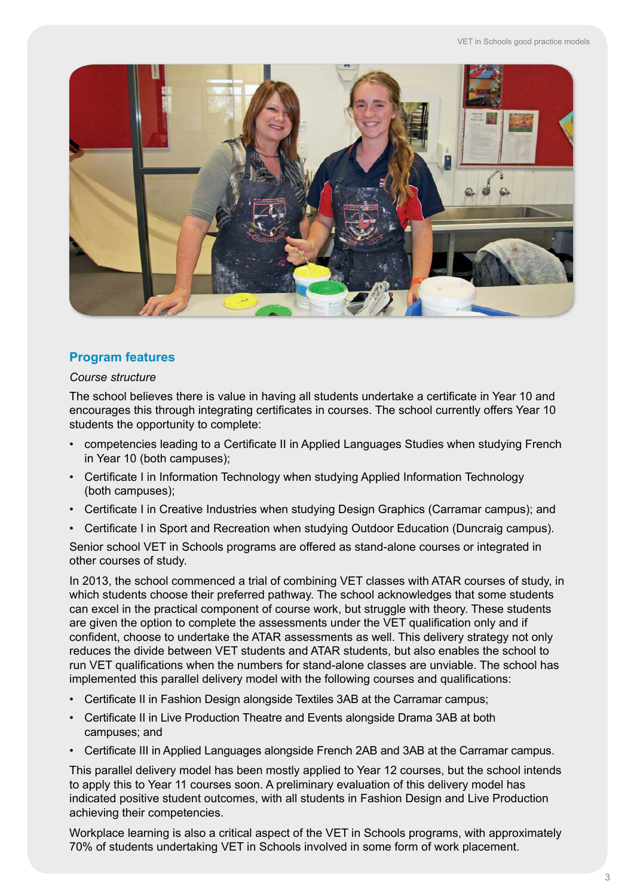## Program features

*Course structure*

The school believes there is value in having all students undertake a certificate in Year 10 and encourages this through integrating certificates in courses. The school currently offers Year 10 students the opportunity to complete:

- competencies leading to a Certificate II in Applied Languages Studies when studying French in Year 10 (both campuses);
- Certificate I in Information Technology when studying Applied Information Technology (both campuses);
- Certificate I in Creative Industries when studying Design Graphics (Carramar campus); and
- Certificate I in Sport and Recreation when studying Outdoor Education (Duncraig campus).

Senior school VET in Schools programs are offered as stand-alone courses or integrated in other courses of study.

In 2013, the school commenced a trial of combining VET classes with ATAR courses of study, in which students choose their preferred pathway. The school acknowledges that some students can excel in the practical component of course work, but struggle with theory. These students are given the option to complete the assessments under the VET qualification only and if confident, choose to undertake the ATAR assessments as well. This delivery strategy not only reduces the divide between VET students and ATAR students, but also enables the school to run VET qualifications when the numbers for stand-alone classes are unviable. The school has implemented this parallel delivery model with the following courses and qualifications:

- Certificate II in Fashion Design alongside Textiles 3AB at the Carramar campus;
- Certificate II in Live Production Theatre and Events alongside Drama 3AB at both campuses; and
- Certificate III in Applied Languages alongside French 2AB and 3AB at the Carramar campus.

This parallel delivery model has been mostly applied to Year 12 courses, but the school intends to apply this to Year 11 courses soon. A preliminary evaluation of this delivery model has indicated positive student outcomes, with all students in Fashion Design and Live Production achieving their competencies.

Workplace learning is also a critical aspect of the VET in Schools programs, with approximately 70% of students undertaking VET in Schools involved in some form of work placement.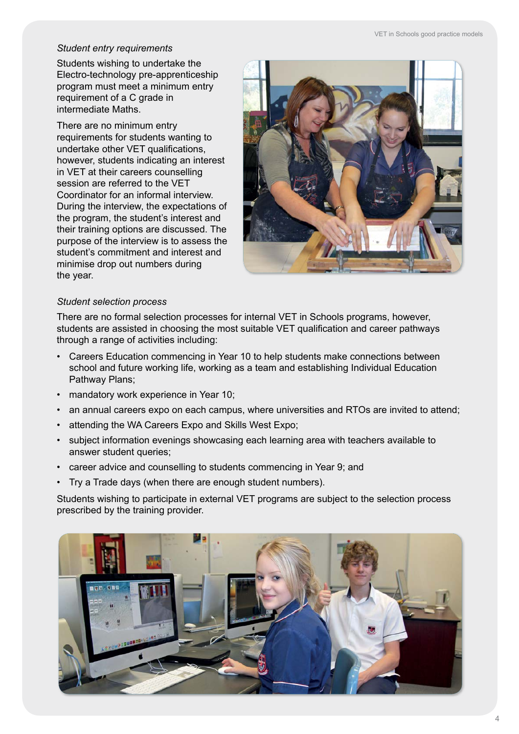*Student entry requirements*

Students wishing to undertake the Electro-technology pre-apprenticeship program must meet a minimum entry requirement of a C grade in intermediate Maths.

There are no minimum entry requirements for students wanting to undertake other VET qualifications, however, students indicating an interest in VET at their careers counselling session are referred to the VET Coordinator for an informal interview. During the interview, the expectations of the program, the student's interest and their training options are discussed. The purpose of the interview is to assess the student's commitment and interest and minimise drop out numbers during the year.

*Student selection process*

There are no formal selection processes for internal VET in Schools programs, however, students are assisted in choosing the most suitable VET qualification and career pathways through a range of activities including:

- Careers Education commencing in Year 10 to help students make connections between school and future working life, working as a team and establishing Individual Education Pathway Plans;
- mandatory work experience in Year 10;
- an annual careers expo on each campus, where universities and RTOs are invited to attend;
- attending the WA Careers Expo and Skills West Expo;
- subject information evenings showcasing each learning area with teachers available to answer student queries;
- career advice and counselling to students commencing in Year 9; and
- Try a Trade days (when there are enough student numbers).

Students wishing to participate in external VET programs are subject to the selection process prescribed by the training provider.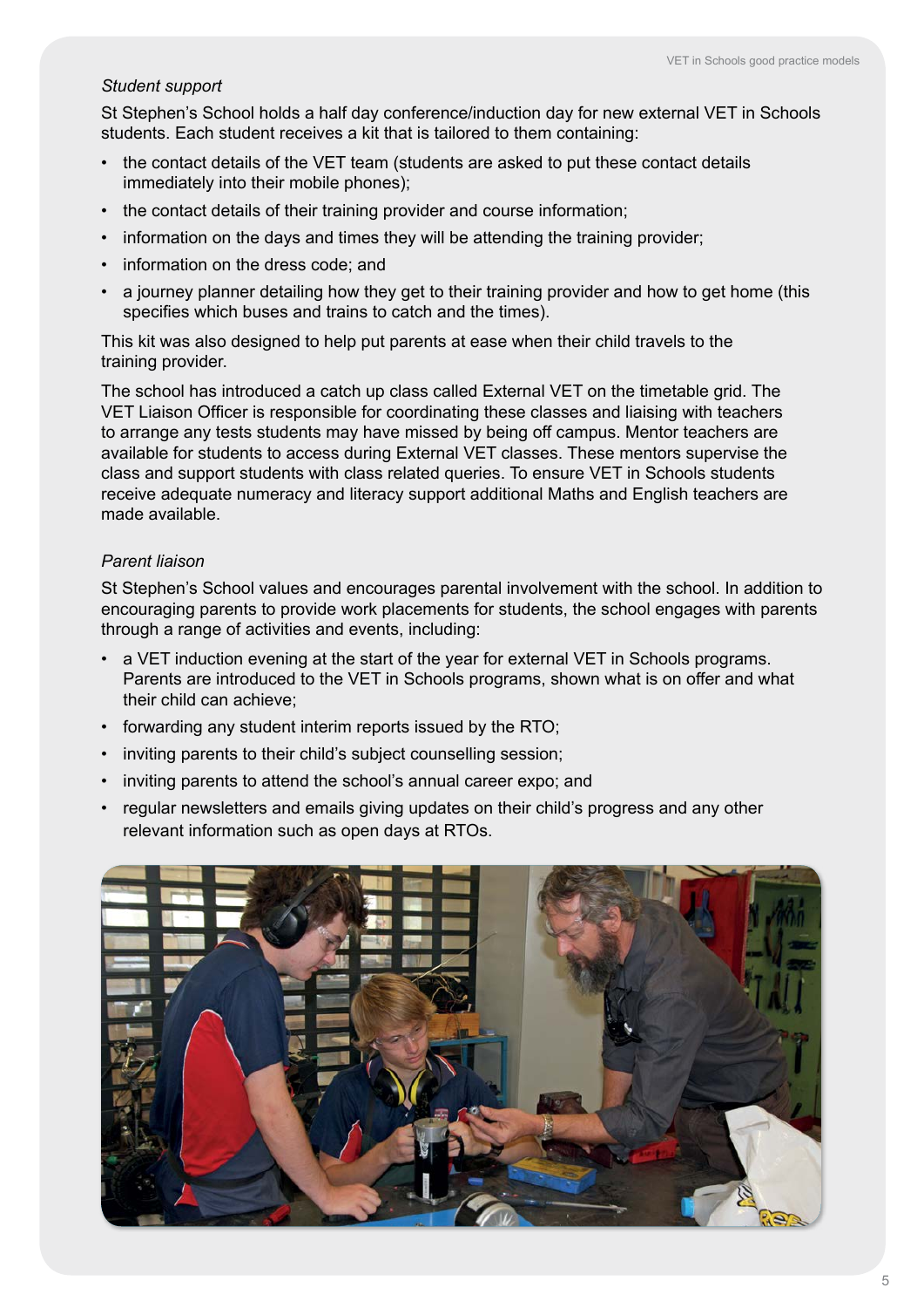*Student support*

St Stephen's School holds a half day conference/induction day for new external VET in Schools students. Each student receives a kit that is tailored to them containing:

- the contact details of the VET team (students are asked to put these contact details immediately into their mobile phones);
- the contact details of their training provider and course information;
- information on the days and times they will be attending the training provider;
- information on the dress code; and
- a journey planner detailing how they get to their training provider and how to get home (this specifies which buses and trains to catch and the times).

This kit was also designed to help put parents at ease when their child travels to the training provider.

The school has introduced a catch up class called External VET on the timetable grid. The VET Liaison Officer is responsible for coordinating these classes and liaising with teachers to arrange any tests students may have missed by being off campus. Mentor teachers are available for students to access during External VET classes. These mentors supervise the class and support students with class related queries. To ensure VET in Schools students receive adequate numeracy and literacy support additional Maths and English teachers are made available.

*Parent liaison*

St Stephen's School values and encourages parental involvement with the school. In addition to encouraging parents to provide work placements for students, the school engages with parents through a range of activities and events, including:

- a VET induction evening at the start of the year for external VET in Schools programs. Parents are introduced to the VET in Schools programs, shown what is on offer and what their child can achieve;
- forwarding any student interim reports issued by the RTO;
- inviting parents to their child's subject counselling session;
- inviting parents to attend the school's annual career expo; and
- regular newsletters and emails giving updates on their child's progress and any other relevant information such as open days at RTOs.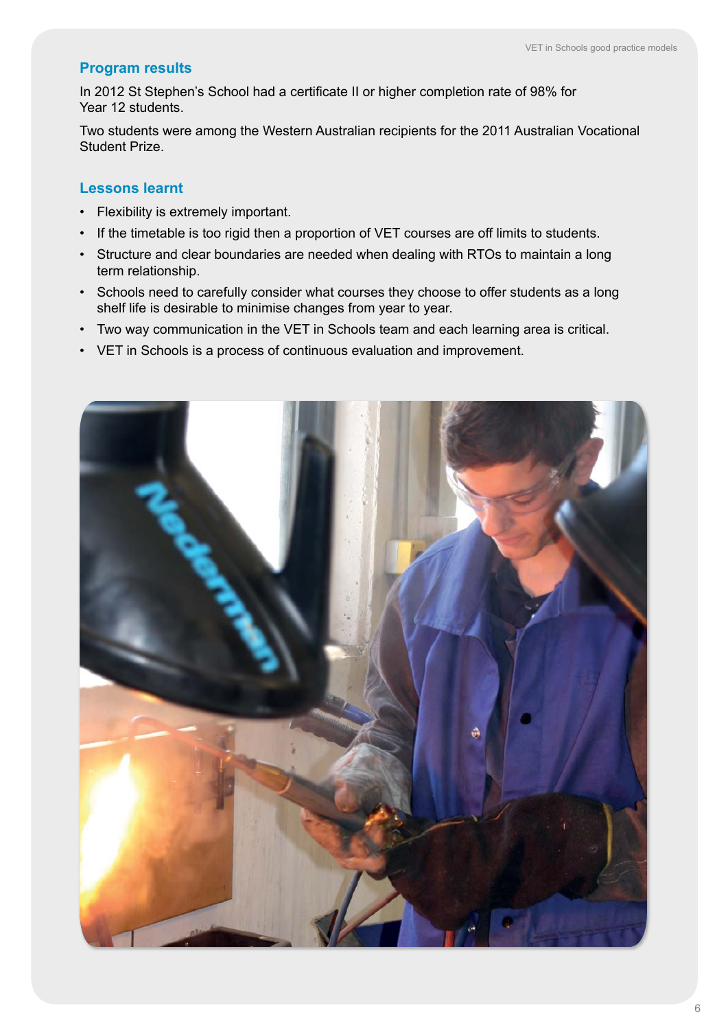## Program results

In 2012 St Stephen's School had a certificate II or higher completion rate of 98% for Year 12 students.

Two students were among the Western Australian recipients for the 2011 Australian Vocational Student Prize.

## Lessons learnt

- Flexibility is extremely important.
- If the timetable is too rigid then a proportion of VET courses are off limits to students.
- Structure and clear boundaries are needed when dealing with RTOs to maintain a long term relationship.
- Schools need to carefully consider what courses they choose to offer students as a long shelf life is desirable to minimise changes from year to year.
- Two way communication in the VET in Schools team and each learning area is critical.
- VET in Schools is a process of continuous evaluation and improvement.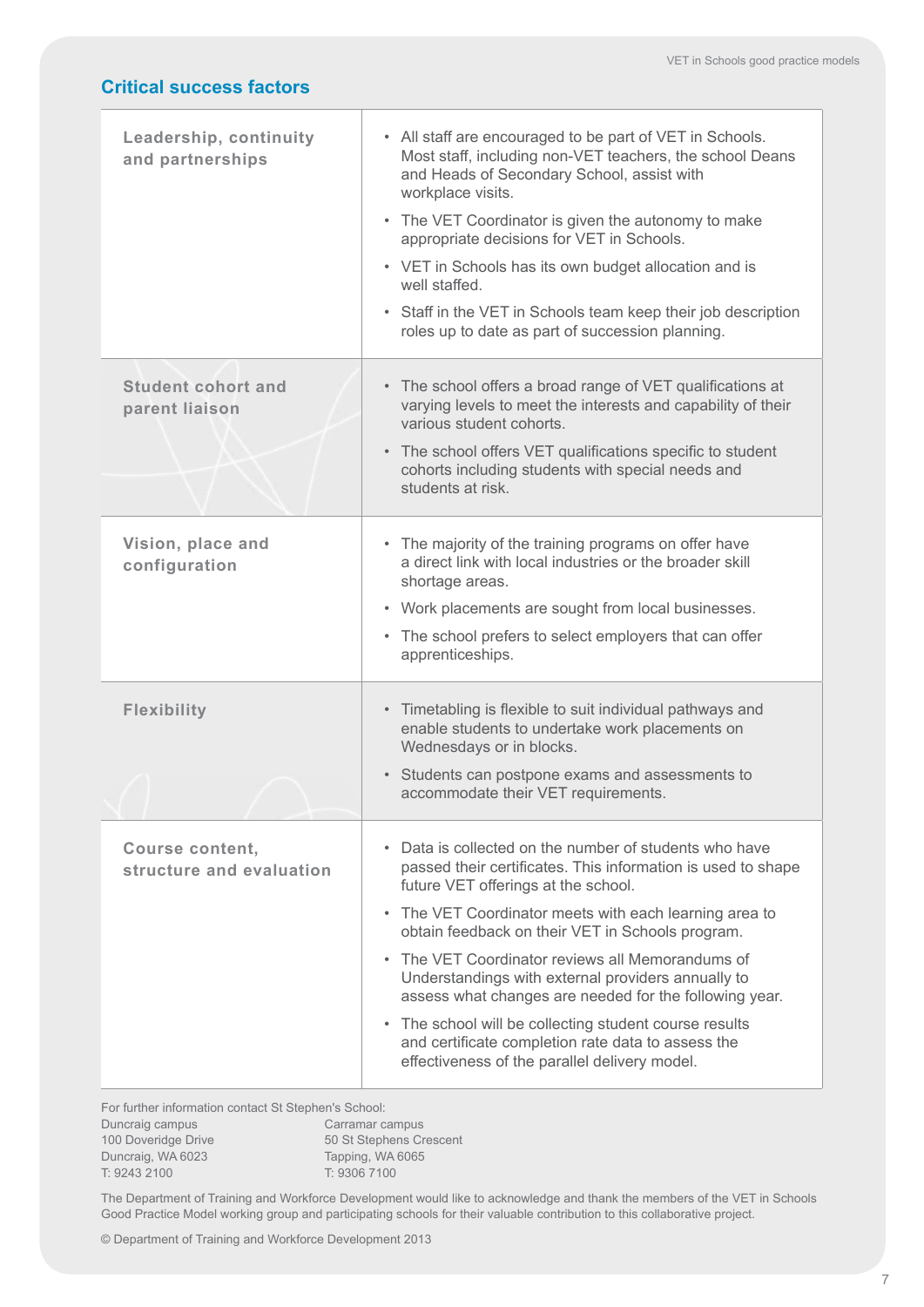## Critical success factors

| | |
|---|---|
| **Leadership, continuity and partnerships** | • All staff are encouraged to be part of VET in Schools. Most staff, including non-VET teachers, the school Deans and Heads of Secondary School, assist with workplace visits.<br>• The VET Coordinator is given the autonomy to make appropriate decisions for VET in Schools.<br>• VET in Schools has its own budget allocation and is well staffed.<br>• Staff in the VET in Schools team keep their job description roles up to date as part of succession planning. |
| **Student cohort and parent liaison** | • The school offers a broad range of VET qualifications at varying levels to meet the interests and capability of their various student cohorts.<br>• The school offers VET qualifications specific to student cohorts including students with special needs and students at risk. |
| **Vision, place and configuration** | • The majority of the training programs on offer have a direct link with local industries or the broader skill shortage areas.<br>• Work placements are sought from local businesses.<br>• The school prefers to select employers that can offer apprenticeships. |
| **Flexibility** | • Timetabling is flexible to suit individual pathways and enable students to undertake work placements on Wednesdays or in blocks.<br>• Students can postpone exams and assessments to accommodate their VET requirements. |
| **Course content, structure and evaluation** | • Data is collected on the number of students who have passed their certificates. This information is used to shape future VET offerings at the school.<br>• The VET Coordinator meets with each learning area to obtain feedback on their VET in Schools program.<br>• The VET Coordinator reviews all Memorandums of Understandings with external providers annually to assess what changes are needed for the following year.<br>• The school will be collecting student course results and certificate completion rate data to assess the effectiveness of the parallel delivery model. |

For further information contact St Stephen's School:

Duncraig campus
100 Doveridge Drive
Duncraig, WA 6023
T: 9243 2100

Carramar campus
50 St Stephens Crescent
Tapping, WA 6065
T: 9306 7100

The Department of Training and Workforce Development would like to acknowledge and thank the members of the VET in Schools Good Practice Model working group and participating schools for their valuable contribution to this collaborative project.

© Department of Training and Workforce Development 2013